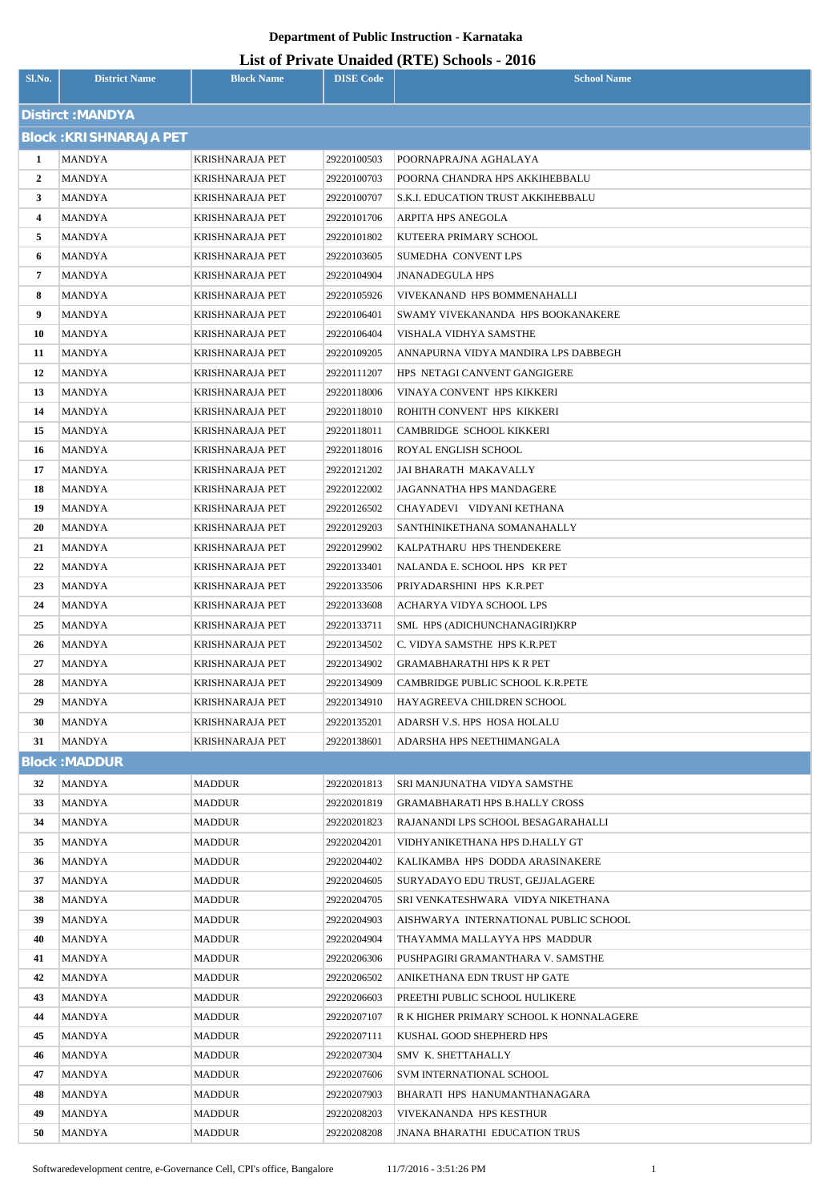# Department of Public Instruction - Karnataka

## List of Private Unaided (RTE) Schools - 2016

| Sl.No. | District Name | Block Name | DISE Code | School Name |
|---|---|---|---|---|
| **Distirct :MANDYA** | | | | |
| **Block :KRISHNARAJA PET** | | | | |
| 1 | MANDYA | KRISHNARAJA PET | 29220100503 | POORNAPRAJNA AGHALAYA |
| 2 | MANDYA | KRISHNARAJA PET | 29220100703 | POORNA CHANDRA HPS AKKIHEBBALU |
| 3 | MANDYA | KRISHNARAJA PET | 29220100707 | S.K.I. EDUCATION TRUST AKKIHEBBALU |
| 4 | MANDYA | KRISHNARAJA PET | 29220101706 | ARPITA HPS ANEGOLA |
| 5 | MANDYA | KRISHNARAJA PET | 29220101802 | KUTEERA PRIMARY SCHOOL |
| 6 | MANDYA | KRISHNARAJA PET | 29220103605 | SUMEDHA CONVENT LPS |
| 7 | MANDYA | KRISHNARAJA PET | 29220104904 | JNANADEGULA HPS |
| 8 | MANDYA | KRISHNARAJA PET | 29220105926 | VIVEKANAND HPS BOMMENAHALLI |
| 9 | MANDYA | KRISHNARAJA PET | 29220106401 | SWAMY VIVEKANANDA HPS BOOKANAKERE |
| 10 | MANDYA | KRISHNARAJA PET | 29220106404 | VISHALA VIDHYA SAMSTHE |
| 11 | MANDYA | KRISHNARAJA PET | 29220109205 | ANNAPURNA VIDYA MANDIRA LPS DABBEGH |
| 12 | MANDYA | KRISHNARAJA PET | 29220111207 | HPS NETAGI CANVENT GANGIGERE |
| 13 | MANDYA | KRISHNARAJA PET | 29220118006 | VINAYA CONVENT HPS KIKKERI |
| 14 | MANDYA | KRISHNARAJA PET | 29220118010 | ROHITH CONVENT HPS KIKKERI |
| 15 | MANDYA | KRISHNARAJA PET | 29220118011 | CAMBRIDGE SCHOOL KIKKERI |
| 16 | MANDYA | KRISHNARAJA PET | 29220118016 | ROYAL ENGLISH SCHOOL |
| 17 | MANDYA | KRISHNARAJA PET | 29220121202 | JAI BHARATH MAKAVALLY |
| 18 | MANDYA | KRISHNARAJA PET | 29220122002 | JAGANNATHA HPS MANDAGERE |
| 19 | MANDYA | KRISHNARAJA PET | 29220126502 | CHAYADEVI VIDYANI KETHANA |
| 20 | MANDYA | KRISHNARAJA PET | 29220129203 | SANTHINIKETHANA SOMANAHALLY |
| 21 | MANDYA | KRISHNARAJA PET | 29220129902 | KALPATHARU HPS THENDEKERE |
| 22 | MANDYA | KRISHNARAJA PET | 29220133401 | NALANDA E. SCHOOL HPS KR PET |
| 23 | MANDYA | KRISHNARAJA PET | 29220133506 | PRIYADARSHINI HPS K.R.PET |
| 24 | MANDYA | KRISHNARAJA PET | 29220133608 | ACHARYA VIDYA SCHOOL LPS |
| 25 | MANDYA | KRISHNARAJA PET | 29220133711 | SML HPS (ADICHUNCHANAGIRI)KRP |
| 26 | MANDYA | KRISHNARAJA PET | 29220134502 | C. VIDYA SAMSTHE HPS K.R.PET |
| 27 | MANDYA | KRISHNARAJA PET | 29220134902 | GRAMABHARATHI HPS K R PET |
| 28 | MANDYA | KRISHNARAJA PET | 29220134909 | CAMBRIDGE PUBLIC SCHOOL K.R.PETE |
| 29 | MANDYA | KRISHNARAJA PET | 29220134910 | HAYAGREEVA CHILDREN SCHOOL |
| 30 | MANDYA | KRISHNARAJA PET | 29220135201 | ADARSH V.S. HPS HOSA HOLALU |
| 31 | MANDYA | KRISHNARAJA PET | 29220138601 | ADARSHA HPS NEETHIMANGALA |
| **Block :MADDUR** | | | | |
| 32 | MANDYA | MADDUR | 29220201813 | SRI MANJUNATHA VIDYA SAMSTHE |
| 33 | MANDYA | MADDUR | 29220201819 | GRAMABHARATI HPS B.HALLY CROSS |
| 34 | MANDYA | MADDUR | 29220201823 | RAJANANDI LPS SCHOOL BESAGARAHALLI |
| 35 | MANDYA | MADDUR | 29220204201 | VIDHYANIKETHANA HPS D.HALLY GT |
| 36 | MANDYA | MADDUR | 29220204402 | KALIKAMBA HPS DODDA ARASINAKERE |
| 37 | MANDYA | MADDUR | 29220204605 | SURYADAYO EDU TRUST, GEJJALAGERE |
| 38 | MANDYA | MADDUR | 29220204705 | SRI VENKATESHWARA VIDYA NIKETHANA |
| 39 | MANDYA | MADDUR | 29220204903 | AISHWARYA INTERNATIONAL PUBLIC SCHOOL |
| 40 | MANDYA | MADDUR | 29220204904 | THAYAMMA MALLAYYA HPS MADDUR |
| 41 | MANDYA | MADDUR | 29220206306 | PUSHPAGIRI GRAMANTHARA V. SAMSTHE |
| 42 | MANDYA | MADDUR | 29220206502 | ANIKETHANA EDN TRUST HP GATE |
| 43 | MANDYA | MADDUR | 29220206603 | PREETHI PUBLIC SCHOOL HULIKERE |
| 44 | MANDYA | MADDUR | 29220207107 | R K HIGHER PRIMARY SCHOOL K HONNALAGERE |
| 45 | MANDYA | MADDUR | 29220207111 | KUSHAL GOOD SHEPHERD HPS |
| 46 | MANDYA | MADDUR | 29220207304 | SMV K. SHETTAHALLY |
| 47 | MANDYA | MADDUR | 29220207606 | SVM INTERNATIONAL SCHOOL |
| 48 | MANDYA | MADDUR | 29220207903 | BHARATI HPS HANUMANTHANAGARA |
| 49 | MANDYA | MADDUR | 29220208203 | VIVEKANANDA HPS KESTHUR |
| 50 | MANDYA | MADDUR | 29220208208 | JNANA BHARATHI EDUCATION TRUS |

Softwaredevelopment centre, e-Governance Cell, CPI's office, Bangalore    11/7/2016 - 3:51:26 PM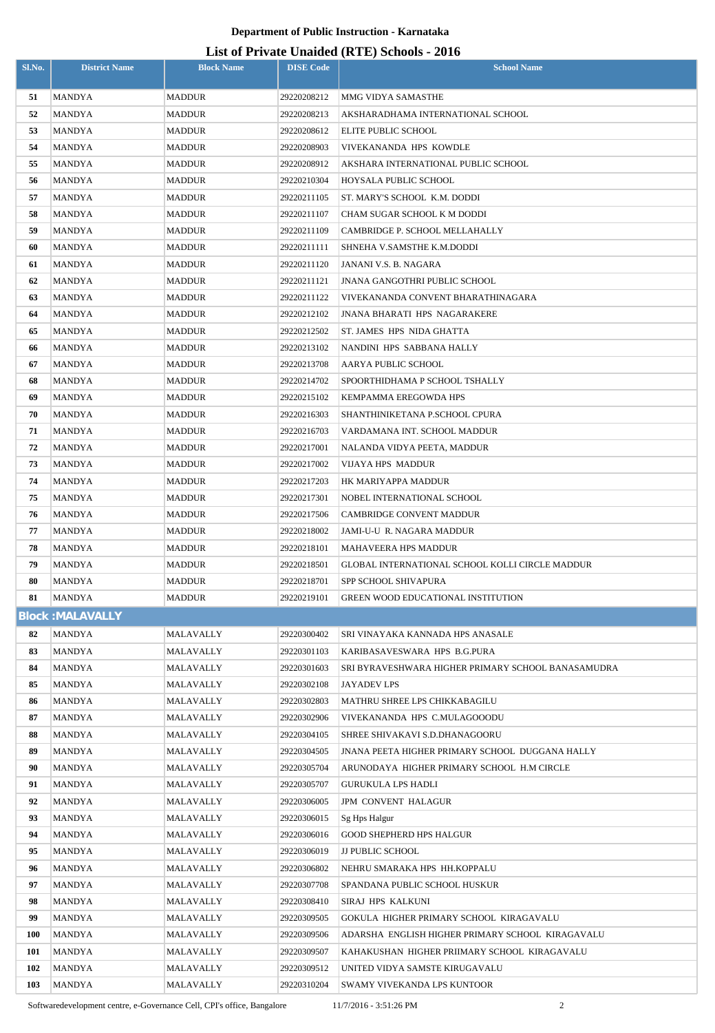**Department of Public Instruction - Karnataka**

**List of Private Unaided (RTE) Schools - 2016**

| Sl.No. | District Name | Block Name | DISE Code | School Name |
|---|---|---|---|---|
| 51 | MANDYA | MADDUR | 29220208212 | MMG VIDYA SAMASTHE |
| 52 | MANDYA | MADDUR | 29220208213 | AKSHARADHAMA INTERNATIONAL SCHOOL |
| 53 | MANDYA | MADDUR | 29220208612 | ELITE PUBLIC SCHOOL |
| 54 | MANDYA | MADDUR | 29220208903 | VIVEKANANDA HPS KOWDLE |
| 55 | MANDYA | MADDUR | 29220208912 | AKSHARA INTERNATIONAL PUBLIC SCHOOL |
| 56 | MANDYA | MADDUR | 29220210304 | HOYSALA PUBLIC SCHOOL |
| 57 | MANDYA | MADDUR | 29220211105 | ST. MARY'S SCHOOL K.M. DODDI |
| 58 | MANDYA | MADDUR | 29220211107 | CHAM SUGAR SCHOOL K M DODDI |
| 59 | MANDYA | MADDUR | 29220211109 | CAMBRIDGE P. SCHOOL MELLAHALLY |
| 60 | MANDYA | MADDUR | 29220211111 | SHNEHA V.SAMSTHE K.M.DODDI |
| 61 | MANDYA | MADDUR | 29220211120 | JANANI V.S. B. NAGARA |
| 62 | MANDYA | MADDUR | 29220211121 | JNANA GANGOTHRI PUBLIC SCHOOL |
| 63 | MANDYA | MADDUR | 29220211122 | VIVEKANANDA CONVENT BHARATHINAGARA |
| 64 | MANDYA | MADDUR | 29220212102 | JNANA BHARATI HPS NAGARAKERE |
| 65 | MANDYA | MADDUR | 29220212502 | ST. JAMES HPS NIDA GHATTA |
| 66 | MANDYA | MADDUR | 29220213102 | NANDINI HPS SABBANA HALLY |
| 67 | MANDYA | MADDUR | 29220213708 | AARYA PUBLIC SCHOOL |
| 68 | MANDYA | MADDUR | 29220214702 | SPOORTHIDHAMA P SCHOOL TSHALLY |
| 69 | MANDYA | MADDUR | 29220215102 | KEMPAMMA EREGOWDA HPS |
| 70 | MANDYA | MADDUR | 29220216303 | SHANTHINIKETANA P.SCHOOL CPURA |
| 71 | MANDYA | MADDUR | 29220216703 | VARDAMANA INT. SCHOOL MADDUR |
| 72 | MANDYA | MADDUR | 29220217001 | NALANDA VIDYA PEETA, MADDUR |
| 73 | MANDYA | MADDUR | 29220217002 | VIJAYA HPS MADDUR |
| 74 | MANDYA | MADDUR | 29220217203 | HK MARIYAPPA MADDUR |
| 75 | MANDYA | MADDUR | 29220217301 | NOBEL INTERNATIONAL SCHOOL |
| 76 | MANDYA | MADDUR | 29220217506 | CAMBRIDGE CONVENT MADDUR |
| 77 | MANDYA | MADDUR | 29220218002 | JAMI-U-U R. NAGARA MADDUR |
| 78 | MANDYA | MADDUR | 29220218101 | MAHAVEERA HPS MADDUR |
| 79 | MANDYA | MADDUR | 29220218501 | GLOBAL INTERNATIONAL SCHOOL KOLLI CIRCLE MADDUR |
| 80 | MANDYA | MADDUR | 29220218701 | SPP SCHOOL SHIVAPURA |
| 81 | MANDYA | MADDUR | 29220219101 | GREEN WOOD EDUCATIONAL INSTITUTION |
| **Block :MALAVALLY** | | | | |
| 82 | MANDYA | MALAVALLY | 29220300402 | SRI VINAYAKA KANNADA HPS ANASALE |
| 83 | MANDYA | MALAVALLY | 29220301103 | KARIBASAVESWARA HPS B.G.PURA |
| 84 | MANDYA | MALAVALLY | 29220301603 | SRI BYRAVESHWARA HIGHER PRIMARY SCHOOL BANASAMUDRA |
| 85 | MANDYA | MALAVALLY | 29220302108 | JAYADEV LPS |
| 86 | MANDYA | MALAVALLY | 29220302803 | MATHRU SHREE LPS CHIKKABAGILU |
| 87 | MANDYA | MALAVALLY | 29220302906 | VIVEKANANDA HPS C.MULAGOOODU |
| 88 | MANDYA | MALAVALLY | 29220304105 | SHREE SHIVAKAVI S.D.DHANAGOORU |
| 89 | MANDYA | MALAVALLY | 29220304505 | JNANA PEETA HIGHER PRIMARY SCHOOL DUGGANA HALLY |
| 90 | MANDYA | MALAVALLY | 29220305704 | ARUNODAYA HIGHER PRIMARY SCHOOL H.M CIRCLE |
| 91 | MANDYA | MALAVALLY | 29220305707 | GURUKULA LPS HADLI |
| 92 | MANDYA | MALAVALLY | 29220306005 | JPM CONVENT HALAGUR |
| 93 | MANDYA | MALAVALLY | 29220306015 | Sg Hps Halgur |
| 94 | MANDYA | MALAVALLY | 29220306016 | GOOD SHEPHERD HPS HALGUR |
| 95 | MANDYA | MALAVALLY | 29220306019 | JJ PUBLIC SCHOOL |
| 96 | MANDYA | MALAVALLY | 29220306802 | NEHRU SMARAKA HPS HH.KOPPALU |
| 97 | MANDYA | MALAVALLY | 29220307708 | SPANDANA PUBLIC SCHOOL HUSKUR |
| 98 | MANDYA | MALAVALLY | 29220308410 | SIRAJ HPS KALKUNI |
| 99 | MANDYA | MALAVALLY | 29220309505 | GOKULA HIGHER PRIMARY SCHOOL KIRAGAVALU |
| 100 | MANDYA | MALAVALLY | 29220309506 | ADARSHA ENGLISH HIGHER PRIMARY SCHOOL KIRAGAVALU |
| 101 | MANDYA | MALAVALLY | 29220309507 | KAHAKUSHAN HIGHER PRIIMARY SCHOOL KIRAGAVALU |
| 102 | MANDYA | MALAVALLY | 29220309512 | UNITED VIDYA SAMSTE KIRUGAVALU |
| 103 | MANDYA | MALAVALLY | 29220310204 | SWAMY VIVEKANDA LPS KUNTOOR |

Softwaredevelopment centre, e-Governance Cell, CPI's office, Bangalore 11/7/2016 - 3:51:26 PM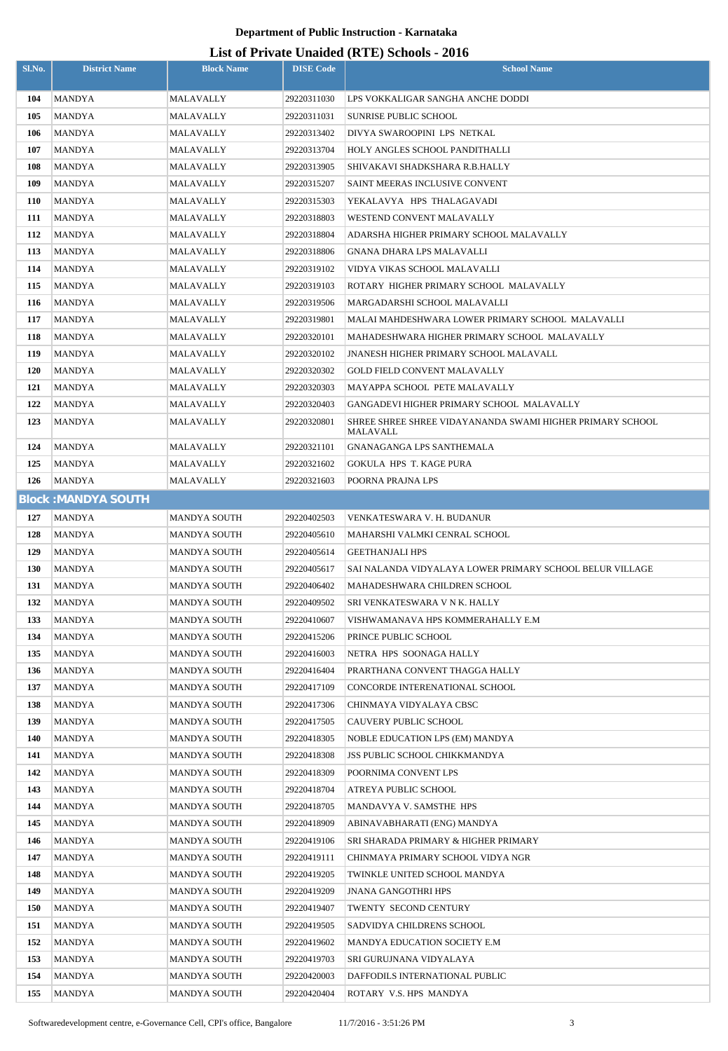# Department of Public Instruction - Karnataka

## List of Private Unaided (RTE) Schools - 2016

| Sl.No. | District Name | Block Name | DISE Code | School Name |
|---|---|---|---|---|
| 104 | MANDYA | MALAVALLY | 29220311030 | LPS VOKKALIGAR SANGHA ANCHE DODDI |
| 105 | MANDYA | MALAVALLY | 29220311031 | SUNRISE PUBLIC SCHOOL |
| 106 | MANDYA | MALAVALLY | 29220313402 | DIVYA SWAROOPINI LPS NETKAL |
| 107 | MANDYA | MALAVALLY | 29220313704 | HOLY ANGLES SCHOOL PANDITHALLI |
| 108 | MANDYA | MALAVALLY | 29220313905 | SHIVAKAVI SHADKSHARA R.B.HALLY |
| 109 | MANDYA | MALAVALLY | 29220315207 | SAINT MEERAS INCLUSIVE CONVENT |
| 110 | MANDYA | MALAVALLY | 29220315303 | YEKALAVYA HPS THALAGAVADI |
| 111 | MANDYA | MALAVALLY | 29220318803 | WESTEND CONVENT MALAVALLY |
| 112 | MANDYA | MALAVALLY | 29220318804 | ADARSHA HIGHER PRIMARY SCHOOL MALAVALLY |
| 113 | MANDYA | MALAVALLY | 29220318806 | GNANA DHARA LPS MALAVALLI |
| 114 | MANDYA | MALAVALLY | 29220319102 | VIDYA VIKAS SCHOOL MALAVALLI |
| 115 | MANDYA | MALAVALLY | 29220319103 | ROTARY HIGHER PRIMARY SCHOOL MALAVALLY |
| 116 | MANDYA | MALAVALLY | 29220319506 | MARGADARSHI SCHOOL MALAVALLI |
| 117 | MANDYA | MALAVALLY | 29220319801 | MALAI MAHDESHWARA LOWER PRIMARY SCHOOL MALAVALLI |
| 118 | MANDYA | MALAVALLY | 29220320101 | MAHADESHWARA HIGHER PRIMARY SCHOOL MALAVALLY |
| 119 | MANDYA | MALAVALLY | 29220320102 | JNANESH HIGHER PRIMARY SCHOOL MALAVALL |
| 120 | MANDYA | MALAVALLY | 29220320302 | GOLD FIELD CONVENT MALAVALLY |
| 121 | MANDYA | MALAVALLY | 29220320303 | MAYAPPA SCHOOL PETE MALAVALLY |
| 122 | MANDYA | MALAVALLY | 29220320403 | GANGADEVI HIGHER PRIMARY SCHOOL MALAVALLY |
| 123 | MANDYA | MALAVALLY | 29220320801 | SHREE SHREE SHREE VIDAYANANDA SWAMI HIGHER PRIMARY SCHOOL MALAVALL |
| 124 | MANDYA | MALAVALLY | 29220321101 | GNANAGANGA LPS SANTHEMALA |
| 125 | MANDYA | MALAVALLY | 29220321602 | GOKULA HPS T. KAGE PURA |
| 126 | MANDYA | MALAVALLY | 29220321603 | POORNA PRAJNA LPS |
| **Block :MANDYA SOUTH** | | | | |
| 127 | MANDYA | MANDYA SOUTH | 29220402503 | VENKATESWARA V. H. BUDANUR |
| 128 | MANDYA | MANDYA SOUTH | 29220405610 | MAHARSHI VALMKI CENRAL SCHOOL |
| 129 | MANDYA | MANDYA SOUTH | 29220405614 | GEETHANJALI HPS |
| 130 | MANDYA | MANDYA SOUTH | 29220405617 | SAI NALANDA VIDYALAYA LOWER PRIMARY SCHOOL BELUR VILLAGE |
| 131 | MANDYA | MANDYA SOUTH | 29220406402 | MAHADESHWARA CHILDREN SCHOOL |
| 132 | MANDYA | MANDYA SOUTH | 29220409502 | SRI VENKATESWARA V N K. HALLY |
| 133 | MANDYA | MANDYA SOUTH | 29220410607 | VISHWAMANAVA HPS KOMMERAHALLY E.M |
| 134 | MANDYA | MANDYA SOUTH | 29220415206 | PRINCE PUBLIC SCHOOL |
| 135 | MANDYA | MANDYA SOUTH | 29220416003 | NETRA HPS SOONAGA HALLY |
| 136 | MANDYA | MANDYA SOUTH | 29220416404 | PRARTHANA CONVENT THAGGA HALLY |
| 137 | MANDYA | MANDYA SOUTH | 29220417109 | CONCORDE INTERENATIONAL SCHOOL |
| 138 | MANDYA | MANDYA SOUTH | 29220417306 | CHINMAYA VIDYALAYA CBSC |
| 139 | MANDYA | MANDYA SOUTH | 29220417505 | CAUVERY PUBLIC SCHOOL |
| 140 | MANDYA | MANDYA SOUTH | 29220418305 | NOBLE EDUCATION LPS (EM) MANDYA |
| 141 | MANDYA | MANDYA SOUTH | 29220418308 | JSS PUBLIC SCHOOL CHIKKMANDYA |
| 142 | MANDYA | MANDYA SOUTH | 29220418309 | POORNIMA CONVENT LPS |
| 143 | MANDYA | MANDYA SOUTH | 29220418704 | ATREYA PUBLIC SCHOOL |
| 144 | MANDYA | MANDYA SOUTH | 29220418705 | MANDAVYA V. SAMSTHE HPS |
| 145 | MANDYA | MANDYA SOUTH | 29220418909 | ABINAVABHARATI (ENG) MANDYA |
| 146 | MANDYA | MANDYA SOUTH | 29220419106 | SRI SHARADA PRIMARY & HIGHER PRIMARY |
| 147 | MANDYA | MANDYA SOUTH | 29220419111 | CHINMAYA PRIMARY SCHOOL VIDYA NGR |
| 148 | MANDYA | MANDYA SOUTH | 29220419205 | TWINKLE UNITED SCHOOL MANDYA |
| 149 | MANDYA | MANDYA SOUTH | 29220419209 | JNANA GANGOTHRI HPS |
| 150 | MANDYA | MANDYA SOUTH | 29220419407 | TWENTY SECOND CENTURY |
| 151 | MANDYA | MANDYA SOUTH | 29220419505 | SADVIDYA CHILDRENS SCHOOL |
| 152 | MANDYA | MANDYA SOUTH | 29220419602 | MANDYA EDUCATION SOCIETY E.M |
| 153 | MANDYA | MANDYA SOUTH | 29220419703 | SRI GURUJNANA VIDYALAYA |
| 154 | MANDYA | MANDYA SOUTH | 29220420003 | DAFFODILS INTERNATIONAL PUBLIC |
| 155 | MANDYA | MANDYA SOUTH | 29220420404 | ROTARY V.S. HPS MANDYA |

Softwaredevelopment centre, e-Governance Cell, CPI's office, Bangalore    11/7/2016 - 3:51:26 PM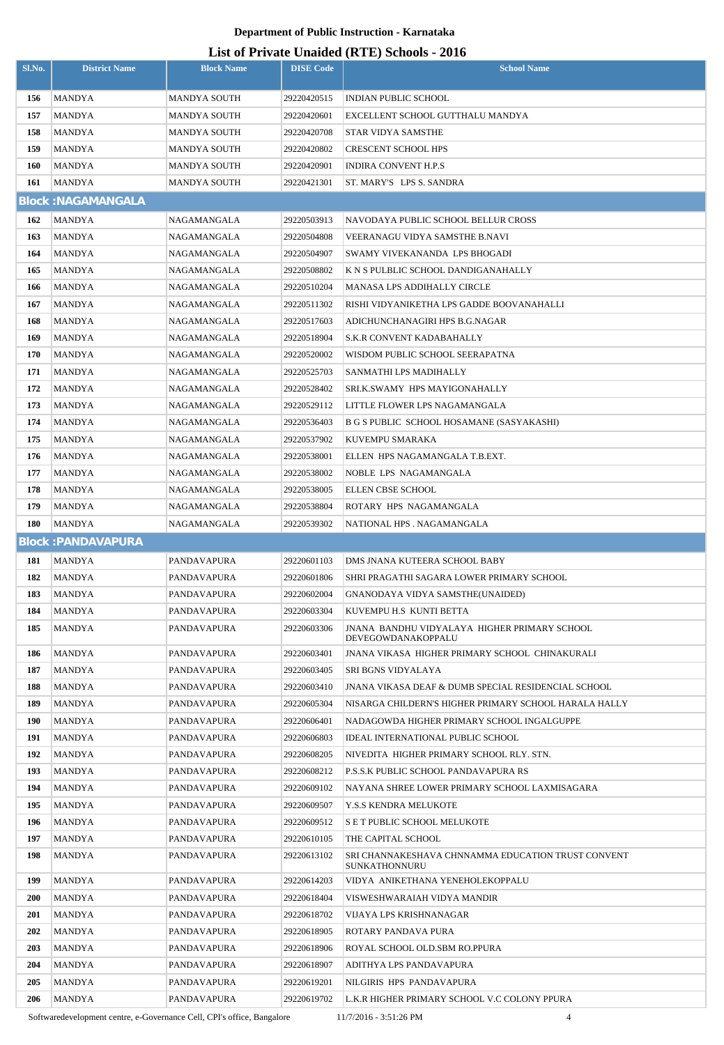# Department of Public Instruction - Karnataka

## List of Private Unaided (RTE) Schools - 2016

| Sl.No. | District Name | Block Name | DISE Code | School Name |
|---|---|---|---|---|
| 156 | MANDYA | MANDYA SOUTH | 29220420515 | INDIAN PUBLIC SCHOOL |
| 157 | MANDYA | MANDYA SOUTH | 29220420601 | EXCELLENT SCHOOL GUTTHALU MANDYA |
| 158 | MANDYA | MANDYA SOUTH | 29220420708 | STAR VIDYA SAMSTHE |
| 159 | MANDYA | MANDYA SOUTH | 29220420802 | CRESCENT SCHOOL HPS |
| 160 | MANDYA | MANDYA SOUTH | 29220420901 | INDIRA CONVENT H.P.S |
| 161 | MANDYA | MANDYA SOUTH | 29220421301 | ST. MARY'S LPS S. SANDRA |
| **Block :NAGAMANGALA** | | | | |
| 162 | MANDYA | NAGAMANGALA | 29220503913 | NAVODAYA PUBLIC SCHOOL BELLUR CROSS |
| 163 | MANDYA | NAGAMANGALA | 29220504808 | VEERANAGU VIDYA SAMSTHE B.NAVI |
| 164 | MANDYA | NAGAMANGALA | 29220504907 | SWAMY VIVEKANANDA LPS BHOGADI |
| 165 | MANDYA | NAGAMANGALA | 29220508802 | K N S PULBLIC SCHOOL DANDIGANAHALLY |
| 166 | MANDYA | NAGAMANGALA | 29220510204 | MANASA LPS ADDIHALLY CIRCLE |
| 167 | MANDYA | NAGAMANGALA | 29220511302 | RISHI VIDYANIKETHA LPS GADDE BOOVANAHALLI |
| 168 | MANDYA | NAGAMANGALA | 29220517603 | ADICHUNCHANAGIRI HPS B.G.NAGAR |
| 169 | MANDYA | NAGAMANGALA | 29220518904 | S.K.R CONVENT KADABAHALLY |
| 170 | MANDYA | NAGAMANGALA | 29220520002 | WISDOM PUBLIC SCHOOL SEERAPATNA |
| 171 | MANDYA | NAGAMANGALA | 29220525703 | SANMATHI LPS MADIHALLY |
| 172 | MANDYA | NAGAMANGALA | 29220528402 | SRI.K.SWAMY HPS MAYIGONAHALLY |
| 173 | MANDYA | NAGAMANGALA | 29220529112 | LITTLE FLOWER LPS NAGAMANGALA |
| 174 | MANDYA | NAGAMANGALA | 29220536403 | B G S PUBLIC SCHOOL HOSAMANE (SASYAKASHI) |
| 175 | MANDYA | NAGAMANGALA | 29220537902 | KUVEMPU SMARAKA |
| 176 | MANDYA | NAGAMANGALA | 29220538001 | ELLEN HPS NAGAMANGALA T.B.EXT. |
| 177 | MANDYA | NAGAMANGALA | 29220538002 | NOBLE LPS NAGAMANGALA |
| 178 | MANDYA | NAGAMANGALA | 29220538005 | ELLEN CBSE SCHOOL |
| 179 | MANDYA | NAGAMANGALA | 29220538804 | ROTARY HPS NAGAMANGALA |
| 180 | MANDYA | NAGAMANGALA | 29220539302 | NATIONAL HPS . NAGAMANGALA |
| **Block :PANDAVAPURA** | | | | |
| 181 | MANDYA | PANDAVAPURA | 29220601103 | DMS JNANA KUTEERA SCHOOL BABY |
| 182 | MANDYA | PANDAVAPURA | 29220601806 | SHRI PRAGATHI SAGARA LOWER PRIMARY SCHOOL |
| 183 | MANDYA | PANDAVAPURA | 29220602004 | GNANODAYA VIDYA SAMSTHE(UNAIDED) |
| 184 | MANDYA | PANDAVAPURA | 29220603304 | KUVEMPU H.S KUNTI BETTA |
| 185 | MANDYA | PANDAVAPURA | 29220603306 | JNANA BANDHU VIDYALAYA HIGHER PRIMARY SCHOOL DEVEGOWDANAKOPPALU |
| 186 | MANDYA | PANDAVAPURA | 29220603401 | JNANA VIKASA HIGHER PRIMARY SCHOOL CHINAKURALI |
| 187 | MANDYA | PANDAVAPURA | 29220603405 | SRI BGNS VIDYALAYA |
| 188 | MANDYA | PANDAVAPURA | 29220603410 | JNANA VIKASA DEAF & DUMB SPECIAL RESIDENCIAL SCHOOL |
| 189 | MANDYA | PANDAVAPURA | 29220605304 | NISARGA CHILDERN'S HIGHER PRIMARY SCHOOL HARALA HALLY |
| 190 | MANDYA | PANDAVAPURA | 29220606401 | NADAGOWDA HIGHER PRIMARY SCHOOL INGALGUPPE |
| 191 | MANDYA | PANDAVAPURA | 29220606803 | IDEAL INTERNATIONAL PUBLIC SCHOOL |
| 192 | MANDYA | PANDAVAPURA | 29220608205 | NIVEDITA HIGHER PRIMARY SCHOOL RLY. STN. |
| 193 | MANDYA | PANDAVAPURA | 29220608212 | P.S.S.K PUBLIC SCHOOL PANDAVAPURA RS |
| 194 | MANDYA | PANDAVAPURA | 29220609102 | NAYANA SHREE LOWER PRIMARY SCHOOL LAXMISAGARA |
| 195 | MANDYA | PANDAVAPURA | 29220609507 | Y.S.S KENDRA MELUKOTE |
| 196 | MANDYA | PANDAVAPURA | 29220609512 | S E T PUBLIC SCHOOL MELUKOTE |
| 197 | MANDYA | PANDAVAPURA | 29220610105 | THE CAPITAL SCHOOL |
| 198 | MANDYA | PANDAVAPURA | 29220613102 | SRI CHANNAKESHAVA CHNNAMMA EDUCATION TRUST CONVENT SUNKATHONNURU |
| 199 | MANDYA | PANDAVAPURA | 29220614203 | VIDYA ANIKETHANA YENEHOLEKOPPALU |
| 200 | MANDYA | PANDAVAPURA | 29220618404 | VISWESHWARAIAH VIDYA MANDIR |
| 201 | MANDYA | PANDAVAPURA | 29220618702 | VIJAYA LPS KRISHNANAGAR |
| 202 | MANDYA | PANDAVAPURA | 29220618905 | ROTARY PANDAVA PURA |
| 203 | MANDYA | PANDAVAPURA | 29220618906 | ROYAL SCHOOL OLD.SBM RO.PPURA |
| 204 | MANDYA | PANDAVAPURA | 29220618907 | ADITHYA LPS PANDAVAPURA |
| 205 | MANDYA | PANDAVAPURA | 29220619201 | NILGIRIS HPS PANDAVAPURA |
| 206 | MANDYA | PANDAVAPURA | 29220619702 | L.K.R HIGHER PRIMARY SCHOOL V.C COLONY PPURA |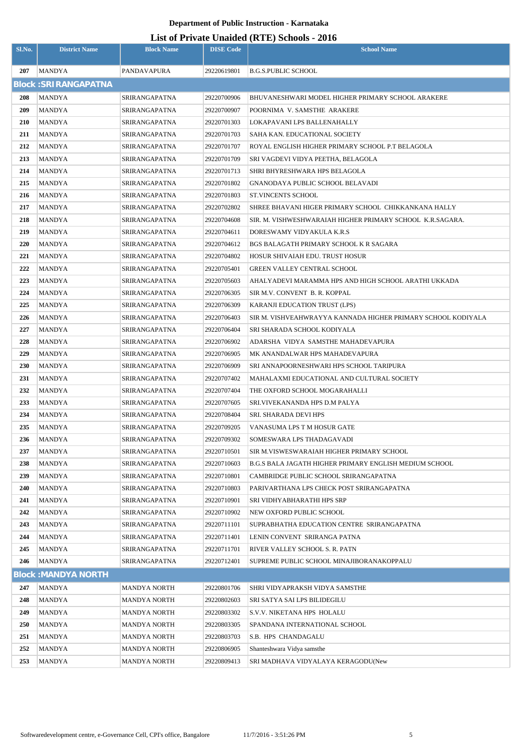**Department of Public Instruction - Karnataka**

**List of Private Unaided (RTE) Schools - 2016**

| Sl.No. | District Name | Block Name | DISE Code | School Name |
|---|---|---|---|---|
| 207 | MANDYA | PANDAVAPURA | 29220619801 | B.G.S.PUBLIC SCHOOL |
| **Block :SRI RANGAPATNA** | | | | |
| 208 | MANDYA | SRIRANGAPATNA | 29220700906 | BHUVANESHWARI MODEL HIGHER PRIMARY SCHOOL ARAKERE |
| 209 | MANDYA | SRIRANGAPATNA | 29220700907 | POORNIMA V. SAMSTHE ARAKERE |
| 210 | MANDYA | SRIRANGAPATNA | 29220701303 | LOKAPAVANI LPS BALLENAHALLY |
| 211 | MANDYA | SRIRANGAPATNA | 29220701703 | SAHA KAN. EDUCATIONAL SOCIETY |
| 212 | MANDYA | SRIRANGAPATNA | 29220701707 | ROYAL ENGLISH HIGHER PRIMARY SCHOOL P.T BELAGOLA |
| 213 | MANDYA | SRIRANGAPATNA | 29220701709 | SRI VAGDEVI VIDYA PEETHA, BELAGOLA |
| 214 | MANDYA | SRIRANGAPATNA | 29220701713 | SHRI BHYRESHWARA HPS BELAGOLA |
| 215 | MANDYA | SRIRANGAPATNA | 29220701802 | GNANODAYA PUBLIC SCHOOL BELAVADI |
| 216 | MANDYA | SRIRANGAPATNA | 29220701803 | ST.VINCENTS SCHOOL |
| 217 | MANDYA | SRIRANGAPATNA | 29220702802 | SHREE BHAVANI HIGER PRIMARY SCHOOL CHIKKANKANA HALLY |
| 218 | MANDYA | SRIRANGAPATNA | 29220704608 | SIR. M. VISHWESHWARAIAH HIGHER PRIMARY SCHOOL K.R.SAGARA. |
| 219 | MANDYA | SRIRANGAPATNA | 29220704611 | DORESWAMY VIDYAKULA K.R.S |
| 220 | MANDYA | SRIRANGAPATNA | 29220704612 | BGS BALAGATH PRIMARY SCHOOL K R SAGARA |
| 221 | MANDYA | SRIRANGAPATNA | 29220704802 | HOSUR SHIVAIAH EDU. TRUST HOSUR |
| 222 | MANDYA | SRIRANGAPATNA | 29220705401 | GREEN VALLEY CENTRAL SCHOOL |
| 223 | MANDYA | SRIRANGAPATNA | 29220705603 | AHALYADEVI MARAMMA HPS AND HIGH SCHOOL ARATHI UKKADA |
| 224 | MANDYA | SRIRANGAPATNA | 29220706305 | SIR M.V. CONVENT B. R. KOPPAL |
| 225 | MANDYA | SRIRANGAPATNA | 29220706309 | KARANJI EDUCATION TRUST (LPS) |
| 226 | MANDYA | SRIRANGAPATNA | 29220706403 | SIR M. VISHVEAHWRAYYA KANNADA HIGHER PRIMARY SCHOOL KODIYALA |
| 227 | MANDYA | SRIRANGAPATNA | 29220706404 | SRI SHARADA SCHOOL KODIYALA |
| 228 | MANDYA | SRIRANGAPATNA | 29220706902 | ADARSHA VIDYA SAMSTHE MAHADEVAPURA |
| 229 | MANDYA | SRIRANGAPATNA | 29220706905 | MK ANANDALWAR HPS MAHADEVAPURA |
| 230 | MANDYA | SRIRANGAPATNA | 29220706909 | SRI ANNAPOORNESHWARI HPS SCHOOL TARIPURA |
| 231 | MANDYA | SRIRANGAPATNA | 29220707402 | MAHALAXMI EDUCATIONAL AND CULTURAL SOCIETY |
| 232 | MANDYA | SRIRANGAPATNA | 29220707404 | THE OXFORD SCHOOL MOGARAHALLI |
| 233 | MANDYA | SRIRANGAPATNA | 29220707605 | SRI.VIVEKANANDA HPS D.M PALYA |
| 234 | MANDYA | SRIRANGAPATNA | 29220708404 | SRI. SHARADA DEVI HPS |
| 235 | MANDYA | SRIRANGAPATNA | 29220709205 | VANASUMA LPS T M HOSUR GATE |
| 236 | MANDYA | SRIRANGAPATNA | 29220709302 | SOMESWARA LPS THADAGAVADI |
| 237 | MANDYA | SRIRANGAPATNA | 29220710501 | SIR M.VISWESWARAIAH HIGHER PRIMARY SCHOOL |
| 238 | MANDYA | SRIRANGAPATNA | 29220710603 | B.G.S BALA JAGATH HIGHER PRIMARY ENGLISH MEDIUM SCHOOL |
| 239 | MANDYA | SRIRANGAPATNA | 29220710801 | CAMBRIDGE PUBLIC SCHOOL SRIRANGAPATNA |
| 240 | MANDYA | SRIRANGAPATNA | 29220710803 | PARIVARTHANA LPS CHECK POST SRIRANGAPATNA |
| 241 | MANDYA | SRIRANGAPATNA | 29220710901 | SRI VIDHYABHARATHI HPS SRP |
| 242 | MANDYA | SRIRANGAPATNA | 29220710902 | NEW OXFORD PUBLIC SCHOOL |
| 243 | MANDYA | SRIRANGAPATNA | 29220711101 | SUPRABHATHA EDUCATION CENTRE SRIRANGAPATNA |
| 244 | MANDYA | SRIRANGAPATNA | 29220711401 | LENIN CONVENT SRIRANGA PATNA |
| 245 | MANDYA | SRIRANGAPATNA | 29220711701 | RIVER VALLEY SCHOOL S. R. PATN |
| 246 | MANDYA | SRIRANGAPATNA | 29220712401 | SUPREME PUBLIC SCHOOL MINAJIBORANAKOPPALU |
| **Block :MANDYA NORTH** | | | | |
| 247 | MANDYA | MANDYA NORTH | 29220801706 | SHRI VIDYAPRAKSH VIDYA SAMSTHE |
| 248 | MANDYA | MANDYA NORTH | 29220802603 | SRI SATYA SAI LPS BILIDEGILU |
| 249 | MANDYA | MANDYA NORTH | 29220803302 | S.V.V. NIKETANA HPS HOLALU |
| 250 | MANDYA | MANDYA NORTH | 29220803305 | SPANDANA INTERNATIONAL SCHOOL |
| 251 | MANDYA | MANDYA NORTH | 29220803703 | S.B. HPS CHANDAGALU |
| 252 | MANDYA | MANDYA NORTH | 29220806905 | Shanteshwara Vidya samsthe |
| 253 | MANDYA | MANDYA NORTH | 29220809413 | SRI MADHAVA VIDYALAYA KERAGODU(New |

Softwaredevelopment centre, e-Governance Cell, CPI's office, Bangalore 11/7/2016 - 3:51:26 PM